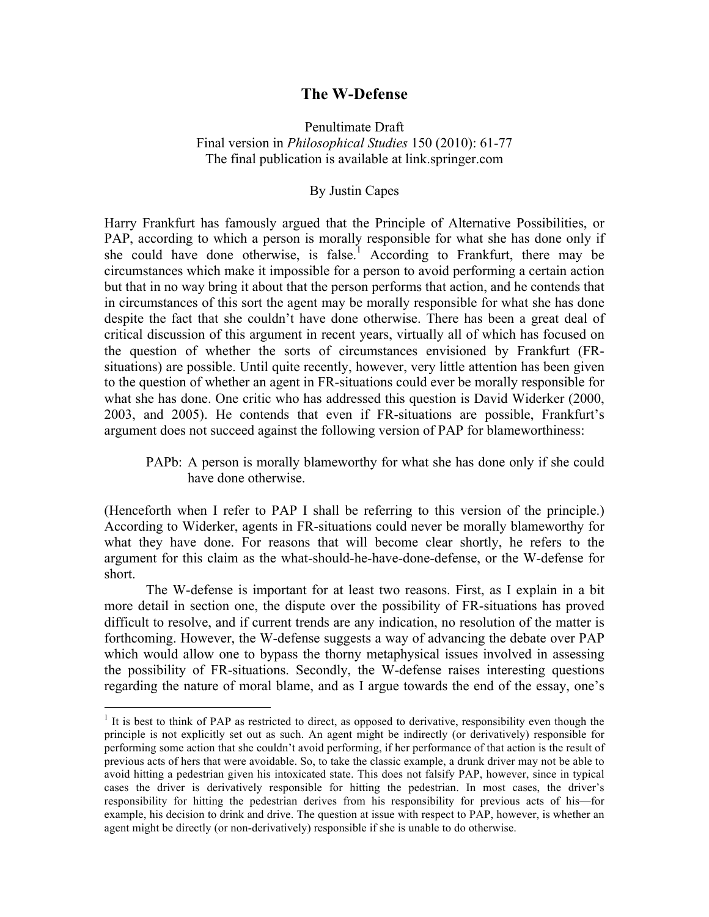# The W-Defense

Penultimate Draft
Final version in *Philosophical Studies* 150 (2010): 61-77
The final publication is available at link.springer.com

By Justin Capes

Harry Frankfurt has famously argued that the Principle of Alternative Possibilities, or PAP, according to which a person is morally responsible for what she has done only if she could have done otherwise, is false.[1] According to Frankfurt, there may be circumstances which make it impossible for a person to avoid performing a certain action but that in no way bring it about that the person performs that action, and he contends that in circumstances of this sort the agent may be morally responsible for what she has done despite the fact that she couldn't have done otherwise. There has been a great deal of critical discussion of this argument in recent years, virtually all of which has focused on the question of whether the sorts of circumstances envisioned by Frankfurt (FR-situations) are possible. Until quite recently, however, very little attention has been given to the question of whether an agent in FR-situations could ever be morally responsible for what she has done. One critic who has addressed this question is David Widerker (2000, 2003, and 2005). He contends that even if FR-situations are possible, Frankfurt's argument does not succeed against the following version of PAP for blameworthiness:

> PAPb: A person is morally blameworthy for what she has done only if she could have done otherwise.

(Henceforth when I refer to PAP I shall be referring to this version of the principle.) According to Widerker, agents in FR-situations could never be morally blameworthy for what they have done. For reasons that will become clear shortly, he refers to the argument for this claim as the what-should-he-have-done-defense, or the W-defense for short.

The W-defense is important for at least two reasons. First, as I explain in a bit more detail in section one, the dispute over the possibility of FR-situations has proved difficult to resolve, and if current trends are any indication, no resolution of the matter is forthcoming. However, the W-defense suggests a way of advancing the debate over PAP which would allow one to bypass the thorny metaphysical issues involved in assessing the possibility of FR-situations. Secondly, the W-defense raises interesting questions regarding the nature of moral blame, and as I argue towards the end of the essay, one's

[1] It is best to think of PAP as restricted to direct, as opposed to derivative, responsibility even though the principle is not explicitly set out as such. An agent might be indirectly (or derivatively) responsible for performing some action that she couldn't avoid performing, if her performance of that action is the result of previous acts of hers that were avoidable. So, to take the classic example, a drunk driver may not be able to avoid hitting a pedestrian given his intoxicated state. This does not falsify PAP, however, since in typical cases the driver is derivatively responsible for hitting the pedestrian. In most cases, the driver's responsibility for hitting the pedestrian derives from his responsibility for previous acts of his—for example, his decision to drink and drive. The question at issue with respect to PAP, however, is whether an agent might be directly (or non-derivatively) responsible if she is unable to do otherwise.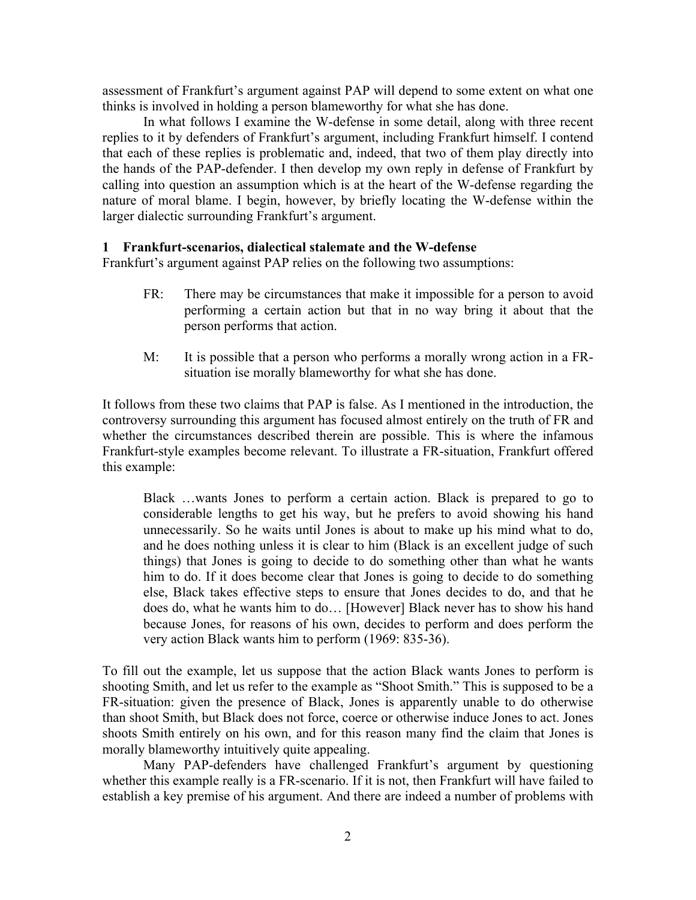assessment of Frankfurt's argument against PAP will depend to some extent on what one thinks is involved in holding a person blameworthy for what she has done.

In what follows I examine the W-defense in some detail, along with three recent replies to it by defenders of Frankfurt's argument, including Frankfurt himself. I contend that each of these replies is problematic and, indeed, that two of them play directly into the hands of the PAP-defender. I then develop my own reply in defense of Frankfurt by calling into question an assumption which is at the heart of the W-defense regarding the nature of moral blame. I begin, however, by briefly locating the W-defense within the larger dialectic surrounding Frankfurt's argument.

## 1 Frankfurt-scenarios, dialectical stalemate and the W-defense

Frankfurt's argument against PAP relies on the following two assumptions:

> FR: There may be circumstances that make it impossible for a person to avoid performing a certain action but that in no way bring it about that the person performs that action.
>
> M: It is possible that a person who performs a morally wrong action in a FR-situation ise morally blameworthy for what she has done.

It follows from these two claims that PAP is false. As I mentioned in the introduction, the controversy surrounding this argument has focused almost entirely on the truth of FR and whether the circumstances described therein are possible. This is where the infamous Frankfurt-style examples become relevant. To illustrate a FR-situation, Frankfurt offered this example:

> Black …wants Jones to perform a certain action. Black is prepared to go to considerable lengths to get his way, but he prefers to avoid showing his hand unnecessarily. So he waits until Jones is about to make up his mind what to do, and he does nothing unless it is clear to him (Black is an excellent judge of such things) that Jones is going to decide to do something other than what he wants him to do. If it does become clear that Jones is going to decide to do something else, Black takes effective steps to ensure that Jones decides to do, and that he does do, what he wants him to do… [However] Black never has to show his hand because Jones, for reasons of his own, decides to perform and does perform the very action Black wants him to perform (1969: 835-36).

To fill out the example, let us suppose that the action Black wants Jones to perform is shooting Smith, and let us refer to the example as "Shoot Smith." This is supposed to be a FR-situation: given the presence of Black, Jones is apparently unable to do otherwise than shoot Smith, but Black does not force, coerce or otherwise induce Jones to act. Jones shoots Smith entirely on his own, and for this reason many find the claim that Jones is morally blameworthy intuitively quite appealing.

Many PAP-defenders have challenged Frankfurt's argument by questioning whether this example really is a FR-scenario. If it is not, then Frankfurt will have failed to establish a key premise of his argument. And there are indeed a number of problems with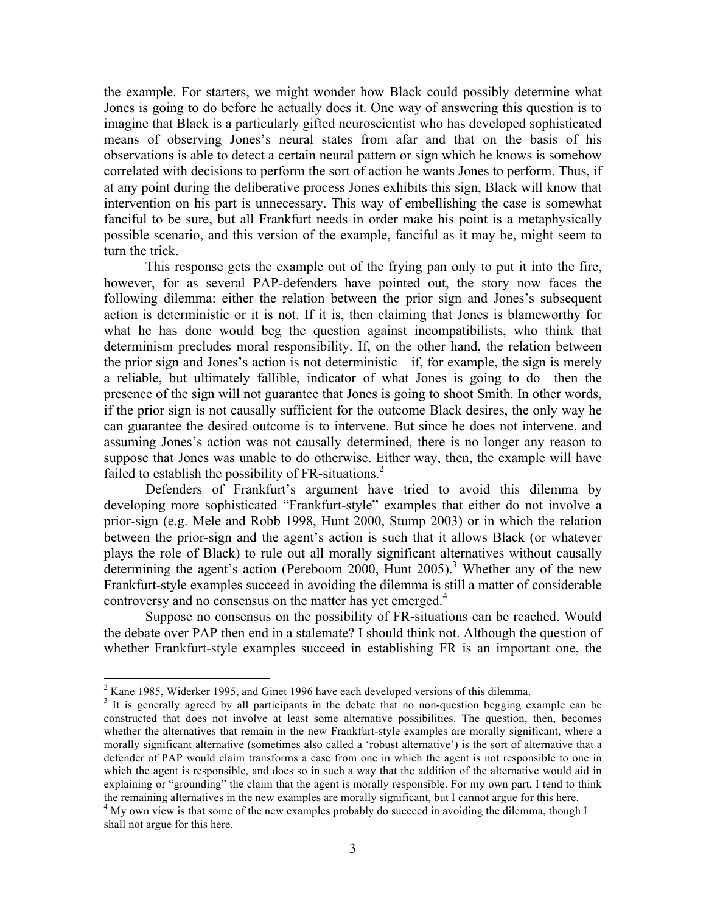the example. For starters, we might wonder how Black could possibly determine what Jones is going to do before he actually does it. One way of answering this question is to imagine that Black is a particularly gifted neuroscientist who has developed sophisticated means of observing Jones's neural states from afar and that on the basis of his observations is able to detect a certain neural pattern or sign which he knows is somehow correlated with decisions to perform the sort of action he wants Jones to perform. Thus, if at any point during the deliberative process Jones exhibits this sign, Black will know that intervention on his part is unnecessary. This way of embellishing the case is somewhat fanciful to be sure, but all Frankfurt needs in order make his point is a metaphysically possible scenario, and this version of the example, fanciful as it may be, might seem to turn the trick.

This response gets the example out of the frying pan only to put it into the fire, however, for as several PAP-defenders have pointed out, the story now faces the following dilemma: either the relation between the prior sign and Jones's subsequent action is deterministic or it is not. If it is, then claiming that Jones is blameworthy for what he has done would beg the question against incompatibilists, who think that determinism precludes moral responsibility. If, on the other hand, the relation between the prior sign and Jones's action is not deterministic—if, for example, the sign is merely a reliable, but ultimately fallible, indicator of what Jones is going to do—then the presence of the sign will not guarantee that Jones is going to shoot Smith. In other words, if the prior sign is not causally sufficient for the outcome Black desires, the only way he can guarantee the desired outcome is to intervene. But since he does not intervene, and assuming Jones's action was not causally determined, there is no longer any reason to suppose that Jones was unable to do otherwise. Either way, then, the example will have failed to establish the possibility of FR-situations.[2]

Defenders of Frankfurt's argument have tried to avoid this dilemma by developing more sophisticated "Frankfurt-style" examples that either do not involve a prior-sign (e.g. Mele and Robb 1998, Hunt 2000, Stump 2003) or in which the relation between the prior-sign and the agent's action is such that it allows Black (or whatever plays the role of Black) to rule out all morally significant alternatives without causally determining the agent's action (Pereboom 2000, Hunt 2005).[3] Whether any of the new Frankfurt-style examples succeed in avoiding the dilemma is still a matter of considerable controversy and no consensus on the matter has yet emerged.[4]

Suppose no consensus on the possibility of FR-situations can be reached. Would the debate over PAP then end in a stalemate? I should think not. Although the question of whether Frankfurt-style examples succeed in establishing FR is an important one, the

---

[2] Kane 1985, Widerker 1995, and Ginet 1996 have each developed versions of this dilemma.

[3] It is generally agreed by all participants in the debate that no non-question begging example can be constructed that does not involve at least some alternative possibilities. The question, then, becomes whether the alternatives that remain in the new Frankfurt-style examples are morally significant, where a morally significant alternative (sometimes also called a 'robust alternative') is the sort of alternative that a defender of PAP would claim transforms a case from one in which the agent is not responsible to one in which the agent is responsible, and does so in such a way that the addition of the alternative would aid in explaining or "grounding" the claim that the agent is morally responsible. For my own part, I tend to think the remaining alternatives in the new examples are morally significant, but I cannot argue for this here.

[4] My own view is that some of the new examples probably do succeed in avoiding the dilemma, though I shall not argue for this here.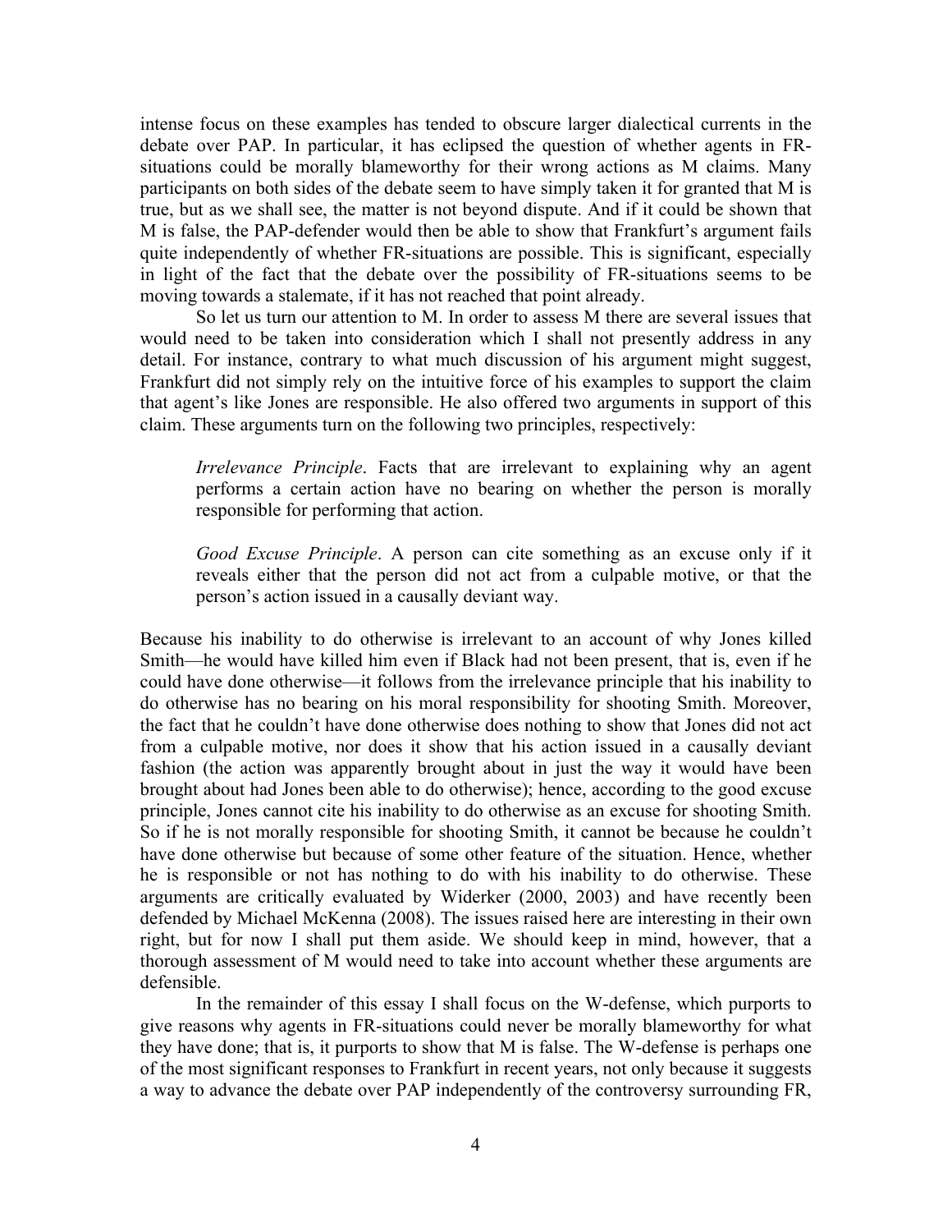intense focus on these examples has tended to obscure larger dialectical currents in the debate over PAP. In particular, it has eclipsed the question of whether agents in FR-situations could be morally blameworthy for their wrong actions as M claims. Many participants on both sides of the debate seem to have simply taken it for granted that M is true, but as we shall see, the matter is not beyond dispute. And if it could be shown that M is false, the PAP-defender would then be able to show that Frankfurt's argument fails quite independently of whether FR-situations are possible. This is significant, especially in light of the fact that the debate over the possibility of FR-situations seems to be moving towards a stalemate, if it has not reached that point already.

So let us turn our attention to M. In order to assess M there are several issues that would need to be taken into consideration which I shall not presently address in any detail. For instance, contrary to what much discussion of his argument might suggest, Frankfurt did not simply rely on the intuitive force of his examples to support the claim that agent's like Jones are responsible. He also offered two arguments in support of this claim. These arguments turn on the following two principles, respectively:

> *Irrelevance Principle*. Facts that are irrelevant to explaining why an agent performs a certain action have no bearing on whether the person is morally responsible for performing that action.

> *Good Excuse Principle*. A person can cite something as an excuse only if it reveals either that the person did not act from a culpable motive, or that the person's action issued in a causally deviant way.

Because his inability to do otherwise is irrelevant to an account of why Jones killed Smith—he would have killed him even if Black had not been present, that is, even if he could have done otherwise—it follows from the irrelevance principle that his inability to do otherwise has no bearing on his moral responsibility for shooting Smith. Moreover, the fact that he couldn't have done otherwise does nothing to show that Jones did not act from a culpable motive, nor does it show that his action issued in a causally deviant fashion (the action was apparently brought about in just the way it would have been brought about had Jones been able to do otherwise); hence, according to the good excuse principle, Jones cannot cite his inability to do otherwise as an excuse for shooting Smith. So if he is not morally responsible for shooting Smith, it cannot be because he couldn't have done otherwise but because of some other feature of the situation. Hence, whether he is responsible or not has nothing to do with his inability to do otherwise. These arguments are critically evaluated by Widerker (2000, 2003) and have recently been defended by Michael McKenna (2008). The issues raised here are interesting in their own right, but for now I shall put them aside. We should keep in mind, however, that a thorough assessment of M would need to take into account whether these arguments are defensible.

In the remainder of this essay I shall focus on the W-defense, which purports to give reasons why agents in FR-situations could never be morally blameworthy for what they have done; that is, it purports to show that M is false. The W-defense is perhaps one of the most significant responses to Frankfurt in recent years, not only because it suggests a way to advance the debate over PAP independently of the controversy surrounding FR,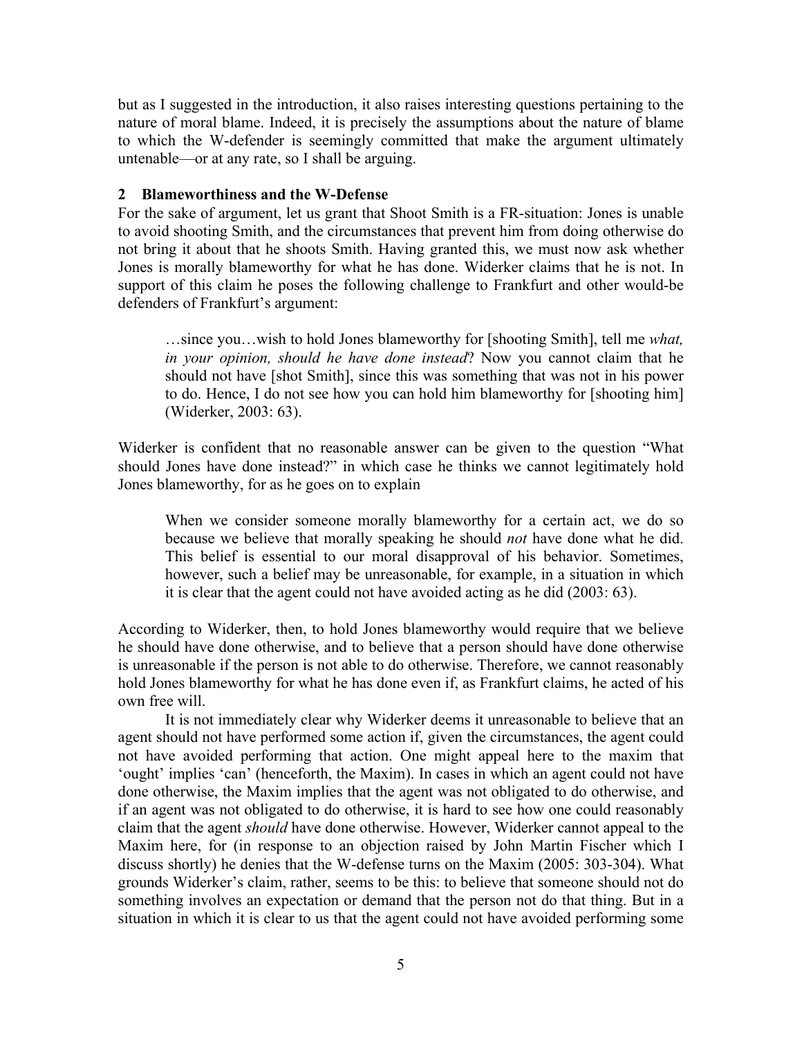but as I suggested in the introduction, it also raises interesting questions pertaining to the nature of moral blame. Indeed, it is precisely the assumptions about the nature of blame to which the W-defender is seemingly committed that make the argument ultimately untenable—or at any rate, so I shall be arguing.

## 2 Blameworthiness and the W-Defense

For the sake of argument, let us grant that Shoot Smith is a FR-situation: Jones is unable to avoid shooting Smith, and the circumstances that prevent him from doing otherwise do not bring it about that he shoots Smith. Having granted this, we must now ask whether Jones is morally blameworthy for what he has done. Widerker claims that he is not. In support of this claim he poses the following challenge to Frankfurt and other would-be defenders of Frankfurt's argument:

> …since you…wish to hold Jones blameworthy for [shooting Smith], tell me *what, in your opinion, should he have done instead*? Now you cannot claim that he should not have [shot Smith], since this was something that was not in his power to do. Hence, I do not see how you can hold him blameworthy for [shooting him] (Widerker, 2003: 63).

Widerker is confident that no reasonable answer can be given to the question "What should Jones have done instead?" in which case he thinks we cannot legitimately hold Jones blameworthy, for as he goes on to explain

> When we consider someone morally blameworthy for a certain act, we do so because we believe that morally speaking he should *not* have done what he did. This belief is essential to our moral disapproval of his behavior. Sometimes, however, such a belief may be unreasonable, for example, in a situation in which it is clear that the agent could not have avoided acting as he did (2003: 63).

According to Widerker, then, to hold Jones blameworthy would require that we believe he should have done otherwise, and to believe that a person should have done otherwise is unreasonable if the person is not able to do otherwise. Therefore, we cannot reasonably hold Jones blameworthy for what he has done even if, as Frankfurt claims, he acted of his own free will.

It is not immediately clear why Widerker deems it unreasonable to believe that an agent should not have performed some action if, given the circumstances, the agent could not have avoided performing that action. One might appeal here to the maxim that 'ought' implies 'can' (henceforth, the Maxim). In cases in which an agent could not have done otherwise, the Maxim implies that the agent was not obligated to do otherwise, and if an agent was not obligated to do otherwise, it is hard to see how one could reasonably claim that the agent *should* have done otherwise. However, Widerker cannot appeal to the Maxim here, for (in response to an objection raised by John Martin Fischer which I discuss shortly) he denies that the W-defense turns on the Maxim (2005: 303-304). What grounds Widerker's claim, rather, seems to be this: to believe that someone should not do something involves an expectation or demand that the person not do that thing. But in a situation in which it is clear to us that the agent could not have avoided performing some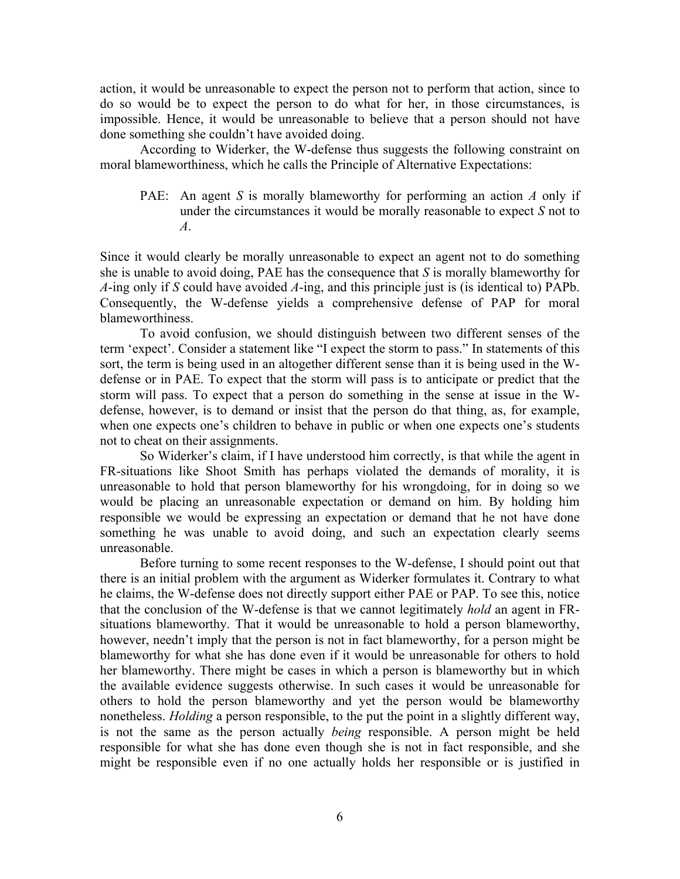action, it would be unreasonable to expect the person not to perform that action, since to do so would be to expect the person to do what for her, in those circumstances, is impossible. Hence, it would be unreasonable to believe that a person should not have done something she couldn't have avoided doing.

According to Widerker, the W-defense thus suggests the following constraint on moral blameworthiness, which he calls the Principle of Alternative Expectations:

> PAE: An agent *S* is morally blameworthy for performing an action *A* only if under the circumstances it would be morally reasonable to expect *S* not to *A*.

Since it would clearly be morally unreasonable to expect an agent not to do something she is unable to avoid doing, PAE has the consequence that *S* is morally blameworthy for *A*-ing only if *S* could have avoided *A*-ing, and this principle just is (is identical to) PAPb. Consequently, the W-defense yields a comprehensive defense of PAP for moral blameworthiness.

To avoid confusion, we should distinguish between two different senses of the term 'expect'. Consider a statement like "I expect the storm to pass." In statements of this sort, the term is being used in an altogether different sense than it is being used in the W-defense or in PAE. To expect that the storm will pass is to anticipate or predict that the storm will pass. To expect that a person do something in the sense at issue in the W-defense, however, is to demand or insist that the person do that thing, as, for example, when one expects one's children to behave in public or when one expects one's students not to cheat on their assignments.

So Widerker's claim, if I have understood him correctly, is that while the agent in FR-situations like Shoot Smith has perhaps violated the demands of morality, it is unreasonable to hold that person blameworthy for his wrongdoing, for in doing so we would be placing an unreasonable expectation or demand on him. By holding him responsible we would be expressing an expectation or demand that he not have done something he was unable to avoid doing, and such an expectation clearly seems unreasonable.

Before turning to some recent responses to the W-defense, I should point out that there is an initial problem with the argument as Widerker formulates it. Contrary to what he claims, the W-defense does not directly support either PAE or PAP. To see this, notice that the conclusion of the W-defense is that we cannot legitimately *hold* an agent in FR-situations blameworthy. That it would be unreasonable to hold a person blameworthy, however, needn't imply that the person is not in fact blameworthy, for a person might be blameworthy for what she has done even if it would be unreasonable for others to hold her blameworthy. There might be cases in which a person is blameworthy but in which the available evidence suggests otherwise. In such cases it would be unreasonable for others to hold the person blameworthy and yet the person would be blameworthy nonetheless. *Holding* a person responsible, to the put the point in a slightly different way, is not the same as the person actually *being* responsible. A person might be held responsible for what she has done even though she is not in fact responsible, and she might be responsible even if no one actually holds her responsible or is justified in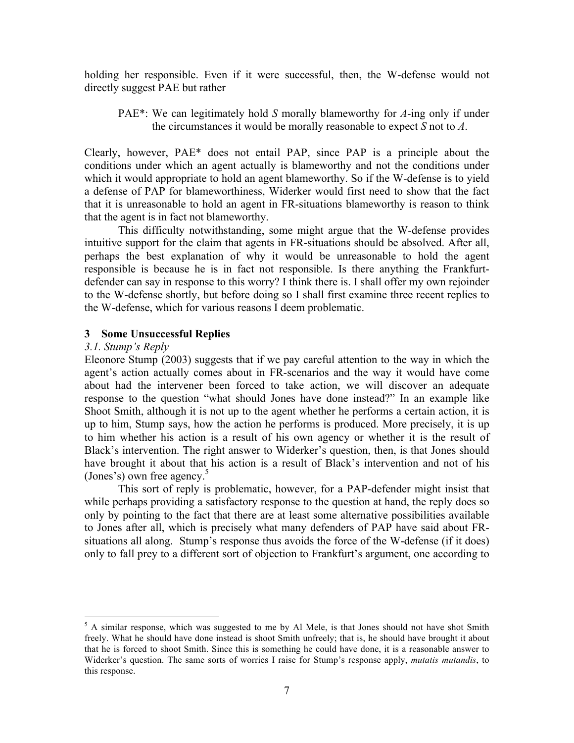holding her responsible. Even if it were successful, then, the W-defense would not directly suggest PAE but rather

> PAE*: We can legitimately hold *S* morally blameworthy for *A*-ing only if under the circumstances it would be morally reasonable to expect *S* not to *A*.

Clearly, however, PAE* does not entail PAP, since PAP is a principle about the conditions under which an agent actually is blameworthy and not the conditions under which it would appropriate to hold an agent blameworthy. So if the W-defense is to yield a defense of PAP for blameworthiness, Widerker would first need to show that the fact that it is unreasonable to hold an agent in FR-situations blameworthy is reason to think that the agent is in fact not blameworthy.

This difficulty notwithstanding, some might argue that the W-defense provides intuitive support for the claim that agents in FR-situations should be absolved. After all, perhaps the best explanation of why it would be unreasonable to hold the agent responsible is because he is in fact not responsible. Is there anything the Frankfurt-defender can say in response to this worry? I think there is. I shall offer my own rejoinder to the W-defense shortly, but before doing so I shall first examine three recent replies to the W-defense, which for various reasons I deem problematic.

## 3 Some Unsuccessful Replies

### *3.1. Stump's Reply*

Eleonore Stump (2003) suggests that if we pay careful attention to the way in which the agent's action actually comes about in FR-scenarios and the way it would have come about had the intervener been forced to take action, we will discover an adequate response to the question "what should Jones have done instead?" In an example like Shoot Smith, although it is not up to the agent whether he performs a certain action, it is up to him, Stump says, how the action he performs is produced. More precisely, it is up to him whether his action is a result of his own agency or whether it is the result of Black's intervention. The right answer to Widerker's question, then, is that Jones should have brought it about that his action is a result of Black's intervention and not of his (Jones's) own free agency.[5]

This sort of reply is problematic, however, for a PAP-defender might insist that while perhaps providing a satisfactory response to the question at hand, the reply does so only by pointing to the fact that there are at least some alternative possibilities available to Jones after all, which is precisely what many defenders of PAP have said about FR-situations all along. Stump's response thus avoids the force of the W-defense (if it does) only to fall prey to a different sort of objection to Frankfurt's argument, one according to

[5] A similar response, which was suggested to me by Al Mele, is that Jones should not have shot Smith freely. What he should have done instead is shoot Smith unfreely; that is, he should have brought it about that he is forced to shoot Smith. Since this is something he could have done, it is a reasonable answer to Widerker's question. The same sorts of worries I raise for Stump's response apply, *mutatis mutandis*, to this response.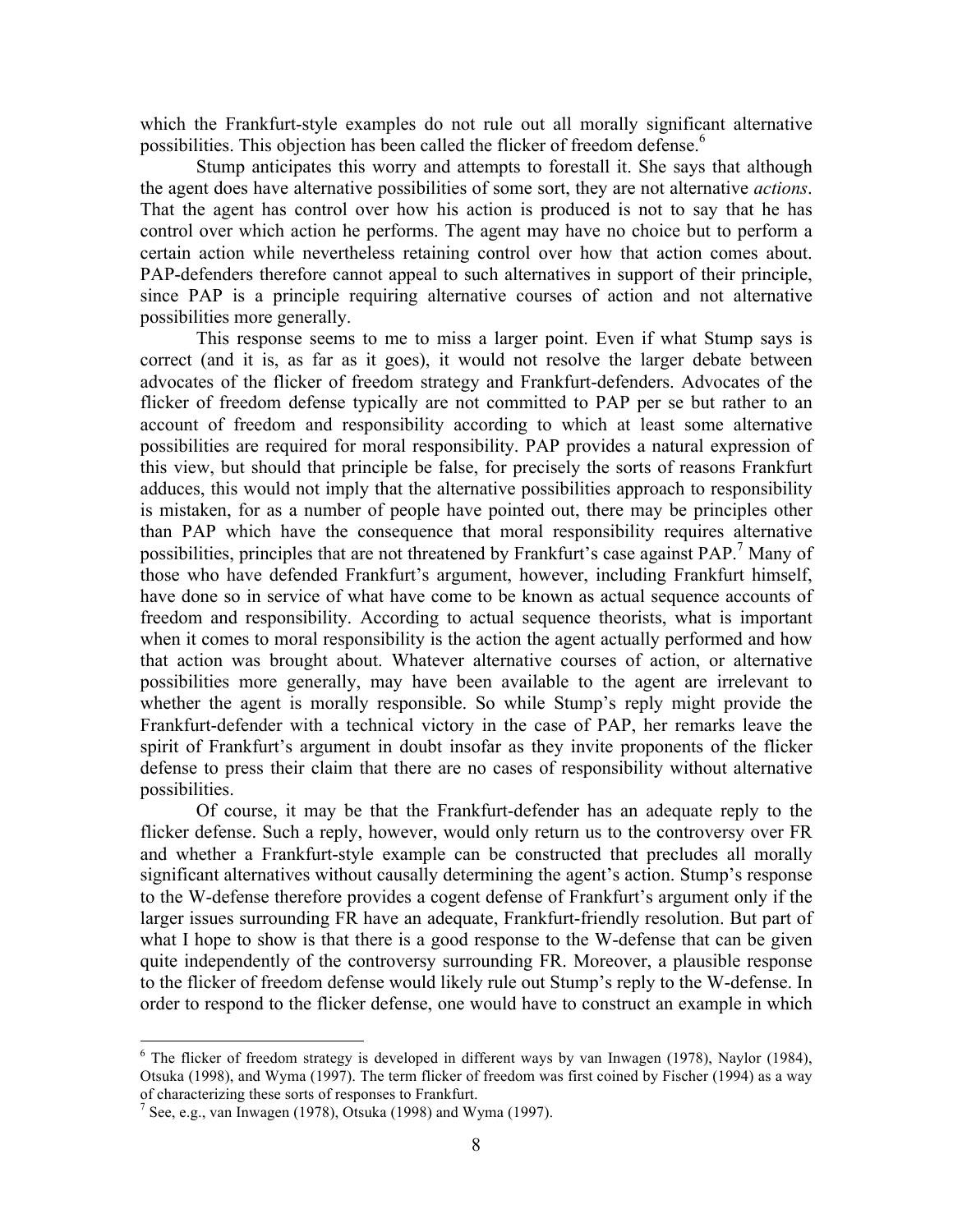which the Frankfurt-style examples do not rule out all morally significant alternative possibilities. This objection has been called the flicker of freedom defense.[6]

Stump anticipates this worry and attempts to forestall it. She says that although the agent does have alternative possibilities of some sort, they are not alternative *actions*. That the agent has control over how his action is produced is not to say that he has control over which action he performs. The agent may have no choice but to perform a certain action while nevertheless retaining control over how that action comes about. PAP-defenders therefore cannot appeal to such alternatives in support of their principle, since PAP is a principle requiring alternative courses of action and not alternative possibilities more generally.

This response seems to me to miss a larger point. Even if what Stump says is correct (and it is, as far as it goes), it would not resolve the larger debate between advocates of the flicker of freedom strategy and Frankfurt-defenders. Advocates of the flicker of freedom defense typically are not committed to PAP per se but rather to an account of freedom and responsibility according to which at least some alternative possibilities are required for moral responsibility. PAP provides a natural expression of this view, but should that principle be false, for precisely the sorts of reasons Frankfurt adduces, this would not imply that the alternative possibilities approach to responsibility is mistaken, for as a number of people have pointed out, there may be principles other than PAP which have the consequence that moral responsibility requires alternative possibilities, principles that are not threatened by Frankfurt's case against PAP.[7] Many of those who have defended Frankfurt's argument, however, including Frankfurt himself, have done so in service of what have come to be known as actual sequence accounts of freedom and responsibility. According to actual sequence theorists, what is important when it comes to moral responsibility is the action the agent actually performed and how that action was brought about. Whatever alternative courses of action, or alternative possibilities more generally, may have been available to the agent are irrelevant to whether the agent is morally responsible. So while Stump's reply might provide the Frankfurt-defender with a technical victory in the case of PAP, her remarks leave the spirit of Frankfurt's argument in doubt insofar as they invite proponents of the flicker defense to press their claim that there are no cases of responsibility without alternative possibilities.

Of course, it may be that the Frankfurt-defender has an adequate reply to the flicker defense. Such a reply, however, would only return us to the controversy over FR and whether a Frankfurt-style example can be constructed that precludes all morally significant alternatives without causally determining the agent's action. Stump's response to the W-defense therefore provides a cogent defense of Frankfurt's argument only if the larger issues surrounding FR have an adequate, Frankfurt-friendly resolution. But part of what I hope to show is that there is a good response to the W-defense that can be given quite independently of the controversy surrounding FR. Moreover, a plausible response to the flicker of freedom defense would likely rule out Stump's reply to the W-defense. In order to respond to the flicker defense, one would have to construct an example in which

---

[6] The flicker of freedom strategy is developed in different ways by van Inwagen (1978), Naylor (1984), Otsuka (1998), and Wyma (1997). The term flicker of freedom was first coined by Fischer (1994) as a way of characterizing these sorts of responses to Frankfurt.

[7] See, e.g., van Inwagen (1978), Otsuka (1998) and Wyma (1997).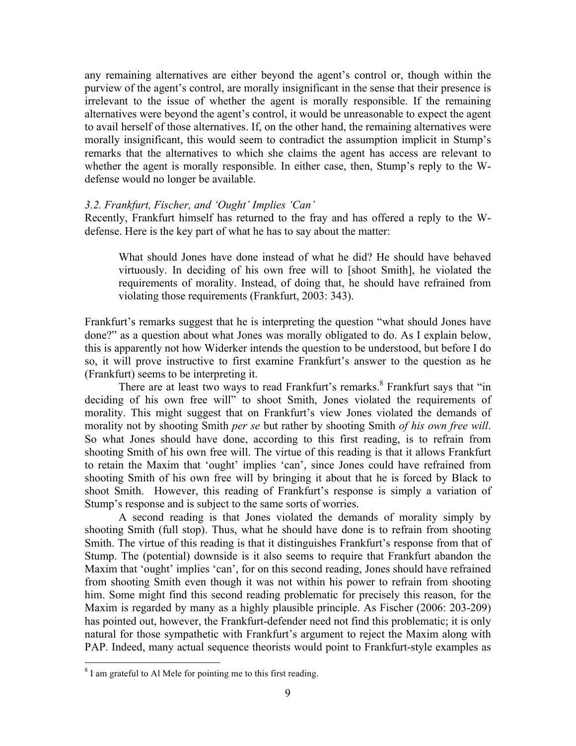any remaining alternatives are either beyond the agent's control or, though within the purview of the agent's control, are morally insignificant in the sense that their presence is irrelevant to the issue of whether the agent is morally responsible. If the remaining alternatives were beyond the agent's control, it would be unreasonable to expect the agent to avail herself of those alternatives. If, on the other hand, the remaining alternatives were morally insignificant, this would seem to contradict the assumption implicit in Stump's remarks that the alternatives to which she claims the agent has access are relevant to whether the agent is morally responsible. In either case, then, Stump's reply to the W-defense would no longer be available.

### *3.2. Frankfurt, Fischer, and 'Ought' Implies 'Can'*

Recently, Frankfurt himself has returned to the fray and has offered a reply to the W-defense. Here is the key part of what he has to say about the matter:

> What should Jones have done instead of what he did? He should have behaved virtuously. In deciding of his own free will to [shoot Smith], he violated the requirements of morality. Instead, of doing that, he should have refrained from violating those requirements (Frankfurt, 2003: 343).

Frankfurt's remarks suggest that he is interpreting the question "what should Jones have done?" as a question about what Jones was morally obligated to do. As I explain below, this is apparently not how Widerker intends the question to be understood, but before I do so, it will prove instructive to first examine Frankfurt's answer to the question as he (Frankfurt) seems to be interpreting it.

There are at least two ways to read Frankfurt's remarks.[8] Frankfurt says that "in deciding of his own free will" to shoot Smith, Jones violated the requirements of morality. This might suggest that on Frankfurt's view Jones violated the demands of morality not by shooting Smith *per se* but rather by shooting Smith *of his own free will*. So what Jones should have done, according to this first reading, is to refrain from shooting Smith of his own free will. The virtue of this reading is that it allows Frankfurt to retain the Maxim that 'ought' implies 'can', since Jones could have refrained from shooting Smith of his own free will by bringing it about that he is forced by Black to shoot Smith. However, this reading of Frankfurt's response is simply a variation of Stump's response and is subject to the same sorts of worries.

A second reading is that Jones violated the demands of morality simply by shooting Smith (full stop). Thus, what he should have done is to refrain from shooting Smith. The virtue of this reading is that it distinguishes Frankfurt's response from that of Stump. The (potential) downside is it also seems to require that Frankfurt abandon the Maxim that 'ought' implies 'can', for on this second reading, Jones should have refrained from shooting Smith even though it was not within his power to refrain from shooting him. Some might find this second reading problematic for precisely this reason, for the Maxim is regarded by many as a highly plausible principle. As Fischer (2006: 203-209) has pointed out, however, the Frankfurt-defender need not find this problematic; it is only natural for those sympathetic with Frankfurt's argument to reject the Maxim along with PAP. Indeed, many actual sequence theorists would point to Frankfurt-style examples as

---

[8] I am grateful to Al Mele for pointing me to this first reading.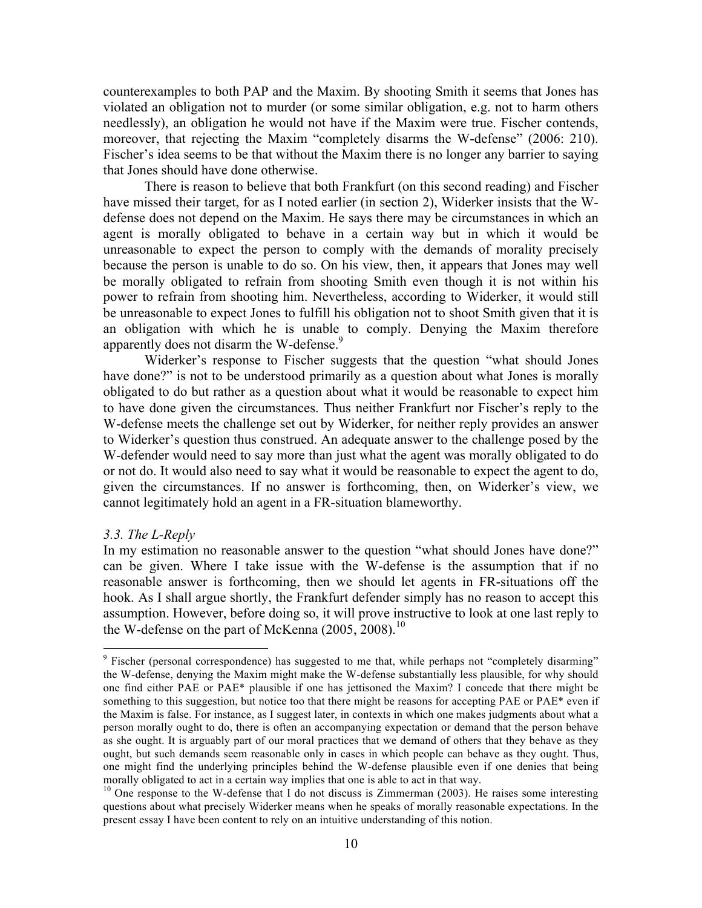counterexamples to both PAP and the Maxim. By shooting Smith it seems that Jones has violated an obligation not to murder (or some similar obligation, e.g. not to harm others needlessly), an obligation he would not have if the Maxim were true. Fischer contends, moreover, that rejecting the Maxim "completely disarms the W-defense" (2006: 210). Fischer's idea seems to be that without the Maxim there is no longer any barrier to saying that Jones should have done otherwise.

There is reason to believe that both Frankfurt (on this second reading) and Fischer have missed their target, for as I noted earlier (in section 2), Widerker insists that the W-defense does not depend on the Maxim. He says there may be circumstances in which an agent is morally obligated to behave in a certain way but in which it would be unreasonable to expect the person to comply with the demands of morality precisely because the person is unable to do so. On his view, then, it appears that Jones may well be morally obligated to refrain from shooting Smith even though it is not within his power to refrain from shooting him. Nevertheless, according to Widerker, it would still be unreasonable to expect Jones to fulfill his obligation not to shoot Smith given that it is an obligation with which he is unable to comply. Denying the Maxim therefore apparently does not disarm the W-defense.[9]

Widerker's response to Fischer suggests that the question "what should Jones have done?" is not to be understood primarily as a question about what Jones is morally obligated to do but rather as a question about what it would be reasonable to expect him to have done given the circumstances. Thus neither Frankfurt nor Fischer's reply to the W-defense meets the challenge set out by Widerker, for neither reply provides an answer to Widerker's question thus construed. An adequate answer to the challenge posed by the W-defender would need to say more than just what the agent was morally obligated to do or not do. It would also need to say what it would be reasonable to expect the agent to do, given the circumstances. If no answer is forthcoming, then, on Widerker's view, we cannot legitimately hold an agent in a FR-situation blameworthy.

### *3.3. The L-Reply*

In my estimation no reasonable answer to the question "what should Jones have done?" can be given. Where I take issue with the W-defense is the assumption that if no reasonable answer is forthcoming, then we should let agents in FR-situations off the hook. As I shall argue shortly, the Frankfurt defender simply has no reason to accept this assumption. However, before doing so, it will prove instructive to look at one last reply to the W-defense on the part of McKenna (2005, 2008).[10]

---

[9] Fischer (personal correspondence) has suggested to me that, while perhaps not "completely disarming" the W-defense, denying the Maxim might make the W-defense substantially less plausible, for why should one find either PAE or PAE* plausible if one has jettisoned the Maxim? I concede that there might be something to this suggestion, but notice too that there might be reasons for accepting PAE or PAE* even if the Maxim is false. For instance, as I suggest later, in contexts in which one makes judgments about what a person morally ought to do, there is often an accompanying expectation or demand that the person behave as she ought. It is arguably part of our moral practices that we demand of others that they behave as they ought, but such demands seem reasonable only in cases in which people can behave as they ought. Thus, one might find the underlying principles behind the W-defense plausible even if one denies that being morally obligated to act in a certain way implies that one is able to act in that way.

[10] One response to the W-defense that I do not discuss is Zimmerman (2003). He raises some interesting questions about what precisely Widerker means when he speaks of morally reasonable expectations. In the present essay I have been content to rely on an intuitive understanding of this notion.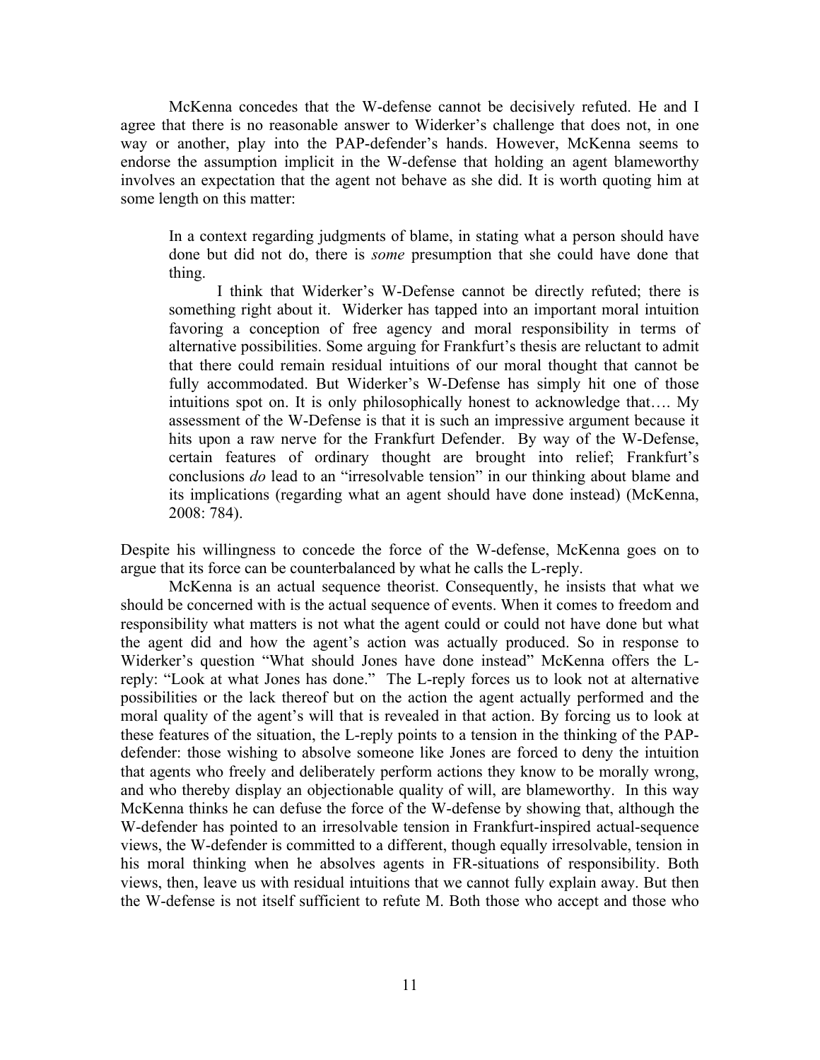McKenna concedes that the W-defense cannot be decisively refuted. He and I agree that there is no reasonable answer to Widerker's challenge that does not, in one way or another, play into the PAP-defender's hands. However, McKenna seems to endorse the assumption implicit in the W-defense that holding an agent blameworthy involves an expectation that the agent not behave as she did. It is worth quoting him at some length on this matter:

> In a context regarding judgments of blame, in stating what a person should have done but did not do, there is *some* presumption that she could have done that thing.
>
> I think that Widerker's W-Defense cannot be directly refuted; there is something right about it. Widerker has tapped into an important moral intuition favoring a conception of free agency and moral responsibility in terms of alternative possibilities. Some arguing for Frankfurt's thesis are reluctant to admit that there could remain residual intuitions of our moral thought that cannot be fully accommodated. But Widerker's W-Defense has simply hit one of those intuitions spot on. It is only philosophically honest to acknowledge that…. My assessment of the W-Defense is that it is such an impressive argument because it hits upon a raw nerve for the Frankfurt Defender. By way of the W-Defense, certain features of ordinary thought are brought into relief; Frankfurt's conclusions *do* lead to an "irresolvable tension" in our thinking about blame and its implications (regarding what an agent should have done instead) (McKenna, 2008: 784).

Despite his willingness to concede the force of the W-defense, McKenna goes on to argue that its force can be counterbalanced by what he calls the L-reply.

McKenna is an actual sequence theorist. Consequently, he insists that what we should be concerned with is the actual sequence of events. When it comes to freedom and responsibility what matters is not what the agent could or could not have done but what the agent did and how the agent's action was actually produced. So in response to Widerker's question "What should Jones have done instead" McKenna offers the L-reply: "Look at what Jones has done." The L-reply forces us to look not at alternative possibilities or the lack thereof but on the action the agent actually performed and the moral quality of the agent's will that is revealed in that action. By forcing us to look at these features of the situation, the L-reply points to a tension in the thinking of the PAP-defender: those wishing to absolve someone like Jones are forced to deny the intuition that agents who freely and deliberately perform actions they know to be morally wrong, and who thereby display an objectionable quality of will, are blameworthy. In this way McKenna thinks he can defuse the force of the W-defense by showing that, although the W-defender has pointed to an irresolvable tension in Frankfurt-inspired actual-sequence views, the W-defender is committed to a different, though equally irresolvable, tension in his moral thinking when he absolves agents in FR-situations of responsibility. Both views, then, leave us with residual intuitions that we cannot fully explain away. But then the W-defense is not itself sufficient to refute M. Both those who accept and those who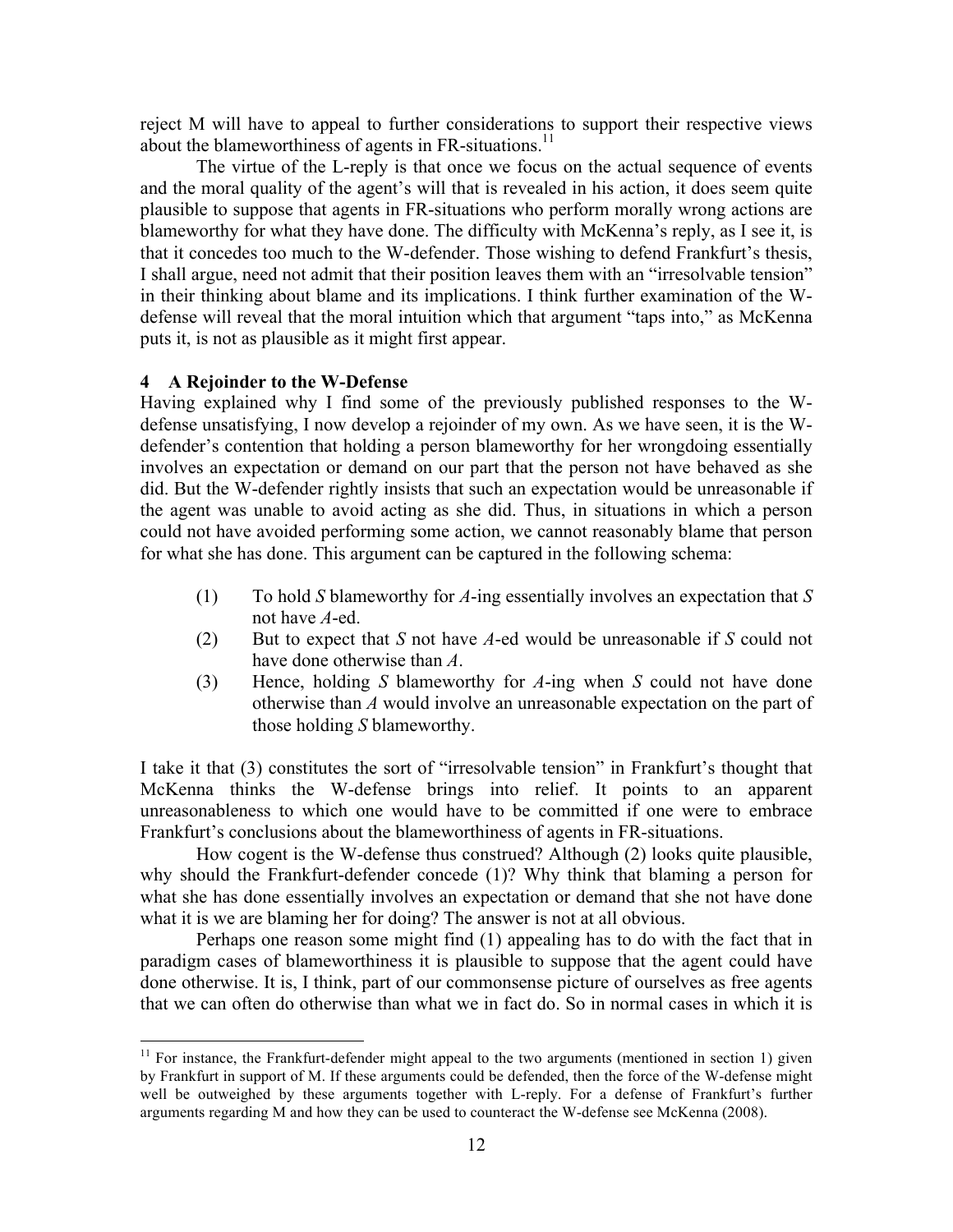reject M will have to appeal to further considerations to support their respective views about the blameworthiness of agents in FR-situations.[11]

The virtue of the L-reply is that once we focus on the actual sequence of events and the moral quality of the agent's will that is revealed in his action, it does seem quite plausible to suppose that agents in FR-situations who perform morally wrong actions are blameworthy for what they have done. The difficulty with McKenna's reply, as I see it, is that it concedes too much to the W-defender. Those wishing to defend Frankfurt's thesis, I shall argue, need not admit that their position leaves them with an "irresolvable tension" in their thinking about blame and its implications. I think further examination of the W-defense will reveal that the moral intuition which that argument "taps into," as McKenna puts it, is not as plausible as it might first appear.

## 4 A Rejoinder to the W-Defense

Having explained why I find some of the previously published responses to the W-defense unsatisfying, I now develop a rejoinder of my own. As we have seen, it is the W-defender's contention that holding a person blameworthy for her wrongdoing essentially involves an expectation or demand on our part that the person not have behaved as she did. But the W-defender rightly insists that such an expectation would be unreasonable if the agent was unable to avoid acting as she did. Thus, in situations in which a person could not have avoided performing some action, we cannot reasonably blame that person for what she has done. This argument can be captured in the following schema:

(1) To hold *S* blameworthy for *A*-ing essentially involves an expectation that *S* not have *A*-ed.

(2) But to expect that *S* not have *A*-ed would be unreasonable if *S* could not have done otherwise than *A*.

(3) Hence, holding *S* blameworthy for *A*-ing when *S* could not have done otherwise than *A* would involve an unreasonable expectation on the part of those holding *S* blameworthy.

I take it that (3) constitutes the sort of "irresolvable tension" in Frankfurt's thought that McKenna thinks the W-defense brings into relief. It points to an apparent unreasonableness to which one would have to be committed if one were to embrace Frankfurt's conclusions about the blameworthiness of agents in FR-situations.

How cogent is the W-defense thus construed? Although (2) looks quite plausible, why should the Frankfurt-defender concede (1)? Why think that blaming a person for what she has done essentially involves an expectation or demand that she not have done what it is we are blaming her for doing? The answer is not at all obvious.

Perhaps one reason some might find (1) appealing has to do with the fact that in paradigm cases of blameworthiness it is plausible to suppose that the agent could have done otherwise. It is, I think, part of our commonsense picture of ourselves as free agents that we can often do otherwise than what we in fact do. So in normal cases in which it is

[11] For instance, the Frankfurt-defender might appeal to the two arguments (mentioned in section 1) given by Frankfurt in support of M. If these arguments could be defended, then the force of the W-defense might well be outweighed by these arguments together with L-reply. For a defense of Frankfurt's further arguments regarding M and how they can be used to counteract the W-defense see McKenna (2008).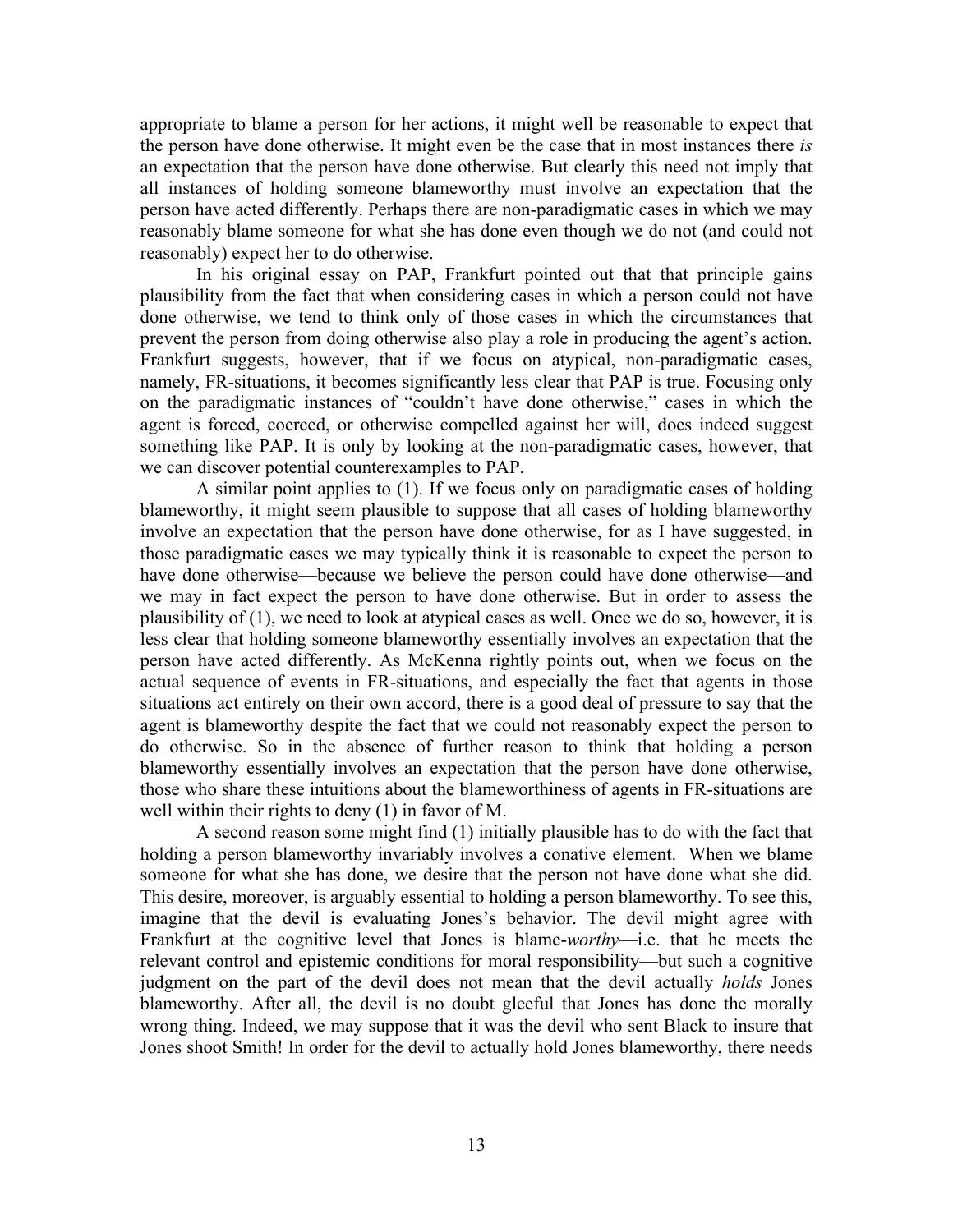appropriate to blame a person for her actions, it might well be reasonable to expect that the person have done otherwise. It might even be the case that in most instances there *is* an expectation that the person have done otherwise. But clearly this need not imply that all instances of holding someone blameworthy must involve an expectation that the person have acted differently. Perhaps there are non-paradigmatic cases in which we may reasonably blame someone for what she has done even though we do not (and could not reasonably) expect her to do otherwise.

In his original essay on PAP, Frankfurt pointed out that that principle gains plausibility from the fact that when considering cases in which a person could not have done otherwise, we tend to think only of those cases in which the circumstances that prevent the person from doing otherwise also play a role in producing the agent's action. Frankfurt suggests, however, that if we focus on atypical, non-paradigmatic cases, namely, FR-situations, it becomes significantly less clear that PAP is true. Focusing only on the paradigmatic instances of "couldn't have done otherwise," cases in which the agent is forced, coerced, or otherwise compelled against her will, does indeed suggest something like PAP. It is only by looking at the non-paradigmatic cases, however, that we can discover potential counterexamples to PAP.

A similar point applies to (1). If we focus only on paradigmatic cases of holding blameworthy, it might seem plausible to suppose that all cases of holding blameworthy involve an expectation that the person have done otherwise, for as I have suggested, in those paradigmatic cases we may typically think it is reasonable to expect the person to have done otherwise—because we believe the person could have done otherwise—and we may in fact expect the person to have done otherwise. But in order to assess the plausibility of (1), we need to look at atypical cases as well. Once we do so, however, it is less clear that holding someone blameworthy essentially involves an expectation that the person have acted differently. As McKenna rightly points out, when we focus on the actual sequence of events in FR-situations, and especially the fact that agents in those situations act entirely on their own accord, there is a good deal of pressure to say that the agent is blameworthy despite the fact that we could not reasonably expect the person to do otherwise. So in the absence of further reason to think that holding a person blameworthy essentially involves an expectation that the person have done otherwise, those who share these intuitions about the blameworthiness of agents in FR-situations are well within their rights to deny (1) in favor of M.

A second reason some might find (1) initially plausible has to do with the fact that holding a person blameworthy invariably involves a conative element. When we blame someone for what she has done, we desire that the person not have done what she did. This desire, moreover, is arguably essential to holding a person blameworthy. To see this, imagine that the devil is evaluating Jones's behavior. The devil might agree with Frankfurt at the cognitive level that Jones is blame-*worthy*—i.e. that he meets the relevant control and epistemic conditions for moral responsibility—but such a cognitive judgment on the part of the devil does not mean that the devil actually *holds* Jones blameworthy. After all, the devil is no doubt gleeful that Jones has done the morally wrong thing. Indeed, we may suppose that it was the devil who sent Black to insure that Jones shoot Smith! In order for the devil to actually hold Jones blameworthy, there needs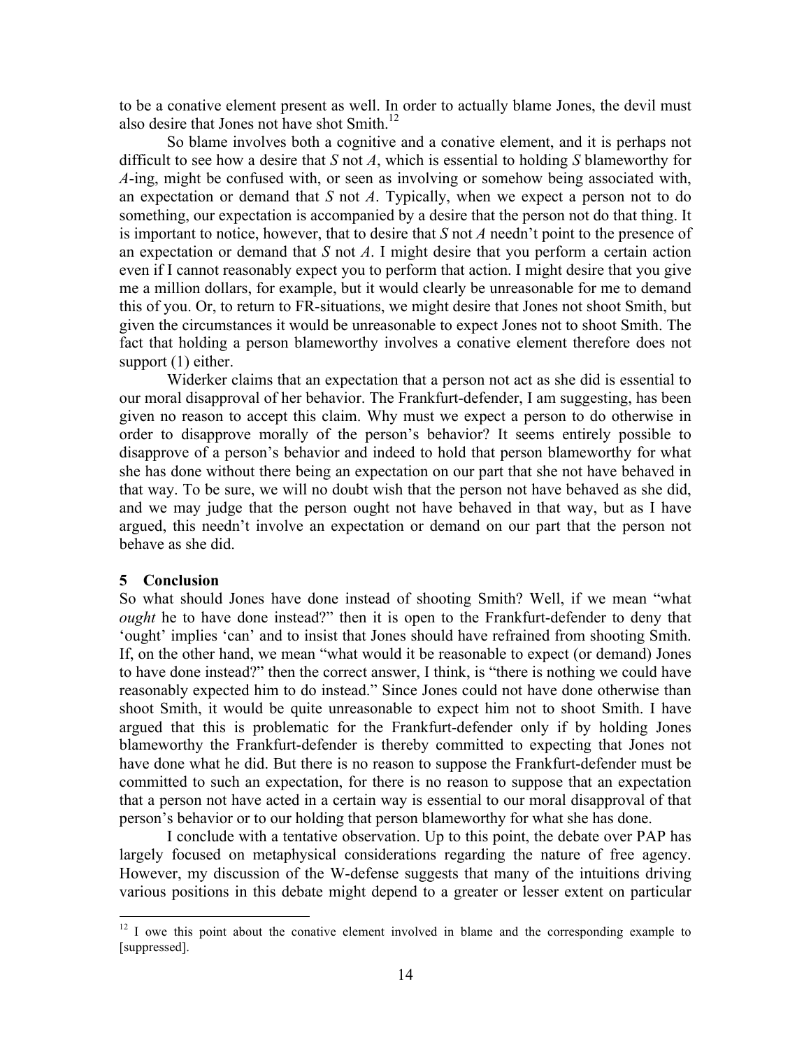to be a conative element present as well. In order to actually blame Jones, the devil must also desire that Jones not have shot Smith.[12]

So blame involves both a cognitive and a conative element, and it is perhaps not difficult to see how a desire that *S* not *A*, which is essential to holding *S* blameworthy for *A*-ing, might be confused with, or seen as involving or somehow being associated with, an expectation or demand that *S* not *A*. Typically, when we expect a person not to do something, our expectation is accompanied by a desire that the person not do that thing. It is important to notice, however, that to desire that *S* not *A* needn't point to the presence of an expectation or demand that *S* not *A*. I might desire that you perform a certain action even if I cannot reasonably expect you to perform that action. I might desire that you give me a million dollars, for example, but it would clearly be unreasonable for me to demand this of you. Or, to return to FR-situations, we might desire that Jones not shoot Smith, but given the circumstances it would be unreasonable to expect Jones not to shoot Smith. The fact that holding a person blameworthy involves a conative element therefore does not support (1) either.

Widerker claims that an expectation that a person not act as she did is essential to our moral disapproval of her behavior. The Frankfurt-defender, I am suggesting, has been given no reason to accept this claim. Why must we expect a person to do otherwise in order to disapprove morally of the person's behavior? It seems entirely possible to disapprove of a person's behavior and indeed to hold that person blameworthy for what she has done without there being an expectation on our part that she not have behaved in that way. To be sure, we will no doubt wish that the person not have behaved as she did, and we may judge that the person ought not have behaved in that way, but as I have argued, this needn't involve an expectation or demand on our part that the person not behave as she did.

## 5 Conclusion

So what should Jones have done instead of shooting Smith? Well, if we mean "what *ought* he to have done instead?" then it is open to the Frankfurt-defender to deny that 'ought' implies 'can' and to insist that Jones should have refrained from shooting Smith. If, on the other hand, we mean "what would it be reasonable to expect (or demand) Jones to have done instead?" then the correct answer, I think, is "there is nothing we could have reasonably expected him to do instead." Since Jones could not have done otherwise than shoot Smith, it would be quite unreasonable to expect him not to shoot Smith. I have argued that this is problematic for the Frankfurt-defender only if by holding Jones blameworthy the Frankfurt-defender is thereby committed to expecting that Jones not have done what he did. But there is no reason to suppose the Frankfurt-defender must be committed to such an expectation, for there is no reason to suppose that an expectation that a person not have acted in a certain way is essential to our moral disapproval of that person's behavior or to our holding that person blameworthy for what she has done.

I conclude with a tentative observation. Up to this point, the debate over PAP has largely focused on metaphysical considerations regarding the nature of free agency. However, my discussion of the W-defense suggests that many of the intuitions driving various positions in this debate might depend to a greater or lesser extent on particular

[12] I owe this point about the conative element involved in blame and the corresponding example to [suppressed].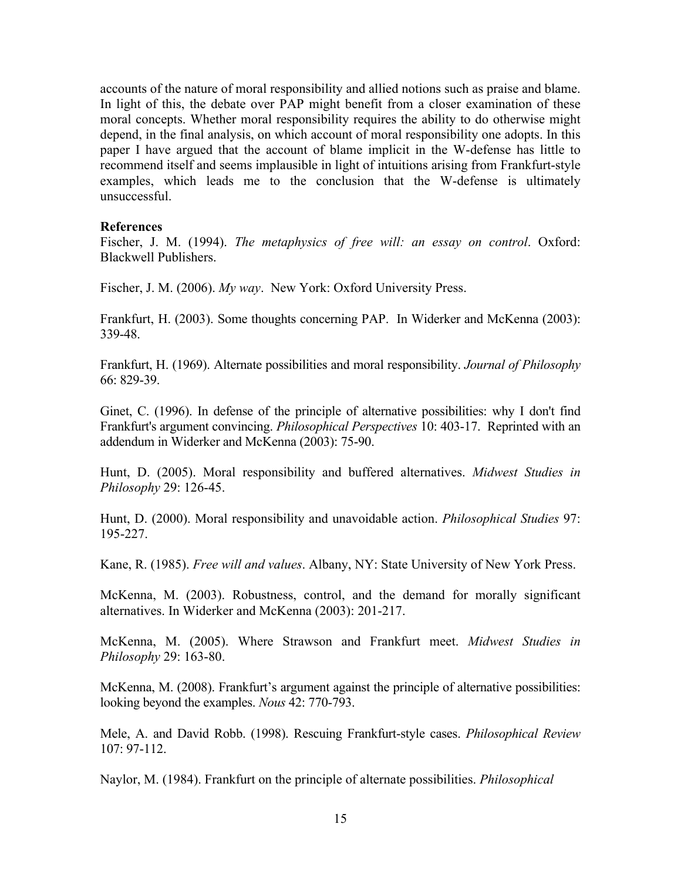accounts of the nature of moral responsibility and allied notions such as praise and blame. In light of this, the debate over PAP might benefit from a closer examination of these moral concepts. Whether moral responsibility requires the ability to do otherwise might depend, in the final analysis, on which account of moral responsibility one adopts. In this paper I have argued that the account of blame implicit in the W-defense has little to recommend itself and seems implausible in light of intuitions arising from Frankfurt-style examples, which leads me to the conclusion that the W-defense is ultimately unsuccessful.

**References**

Fischer, J. M. (1994). *The metaphysics of free will: an essay on control*. Oxford: Blackwell Publishers.

Fischer, J. M. (2006). *My way*. New York: Oxford University Press.

Frankfurt, H. (2003). Some thoughts concerning PAP. In Widerker and McKenna (2003): 339-48.

Frankfurt, H. (1969). Alternate possibilities and moral responsibility. *Journal of Philosophy* 66: 829-39.

Ginet, C. (1996). In defense of the principle of alternative possibilities: why I don't find Frankfurt's argument convincing. *Philosophical Perspectives* 10: 403-17. Reprinted with an addendum in Widerker and McKenna (2003): 75-90.

Hunt, D. (2005). Moral responsibility and buffered alternatives. *Midwest Studies in Philosophy* 29: 126-45.

Hunt, D. (2000). Moral responsibility and unavoidable action. *Philosophical Studies* 97: 195-227.

Kane, R. (1985). *Free will and values*. Albany, NY: State University of New York Press.

McKenna, M. (2003). Robustness, control, and the demand for morally significant alternatives. In Widerker and McKenna (2003): 201-217.

McKenna, M. (2005). Where Strawson and Frankfurt meet. *Midwest Studies in Philosophy* 29: 163-80.

McKenna, M. (2008). Frankfurt's argument against the principle of alternative possibilities: looking beyond the examples. *Nous* 42: 770-793.

Mele, A. and David Robb. (1998). Rescuing Frankfurt-style cases. *Philosophical Review* 107: 97-112.

Naylor, M. (1984). Frankfurt on the principle of alternate possibilities. *Philosophical*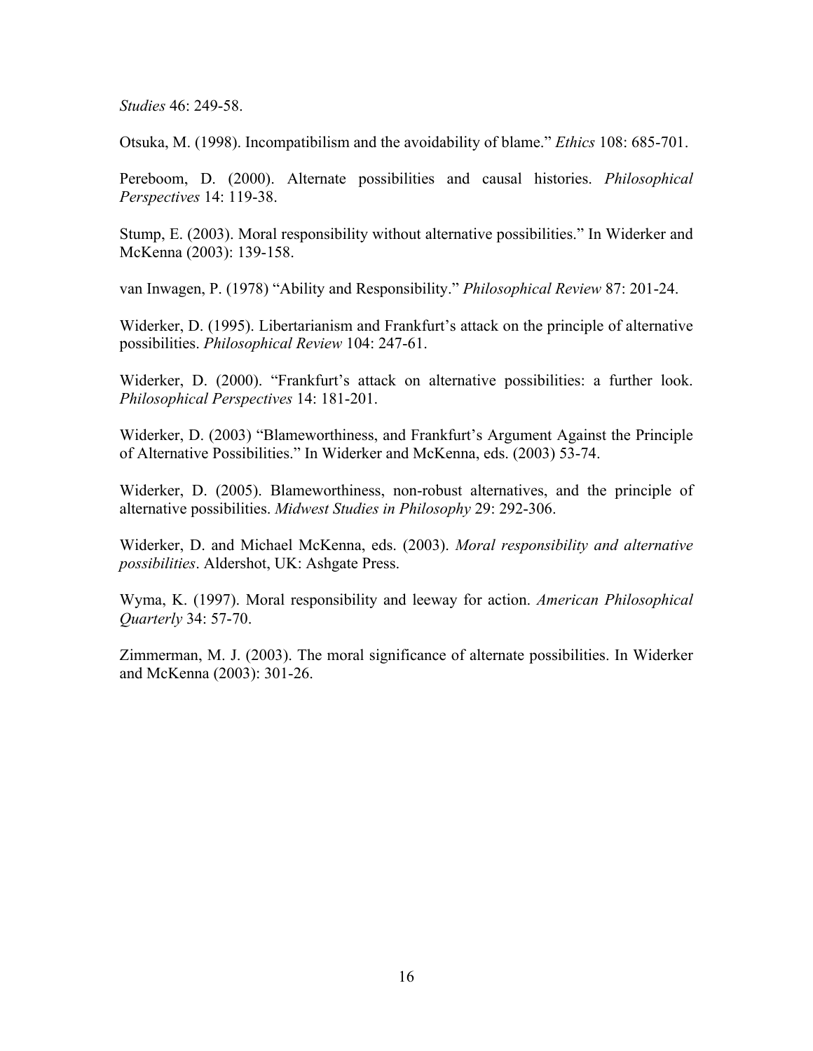*Studies* 46: 249-58.

Otsuka, M. (1998). Incompatibilism and the avoidability of blame." *Ethics* 108: 685-701.

Pereboom, D. (2000). Alternate possibilities and causal histories. *Philosophical Perspectives* 14: 119-38.

Stump, E. (2003). Moral responsibility without alternative possibilities." In Widerker and McKenna (2003): 139-158.

van Inwagen, P. (1978) "Ability and Responsibility." *Philosophical Review* 87: 201-24.

Widerker, D. (1995). Libertarianism and Frankfurt's attack on the principle of alternative possibilities. *Philosophical Review* 104: 247-61.

Widerker, D. (2000). "Frankfurt's attack on alternative possibilities: a further look. *Philosophical Perspectives* 14: 181-201.

Widerker, D. (2003) "Blameworthiness, and Frankfurt's Argument Against the Principle of Alternative Possibilities." In Widerker and McKenna, eds. (2003) 53-74.

Widerker, D. (2005). Blameworthiness, non-robust alternatives, and the principle of alternative possibilities. *Midwest Studies in Philosophy* 29: 292-306.

Widerker, D. and Michael McKenna, eds. (2003). *Moral responsibility and alternative possibilities*. Aldershot, UK: Ashgate Press.

Wyma, K. (1997). Moral responsibility and leeway for action. *American Philosophical Quarterly* 34: 57-70.

Zimmerman, M. J. (2003). The moral significance of alternate possibilities. In Widerker and McKenna (2003): 301-26.